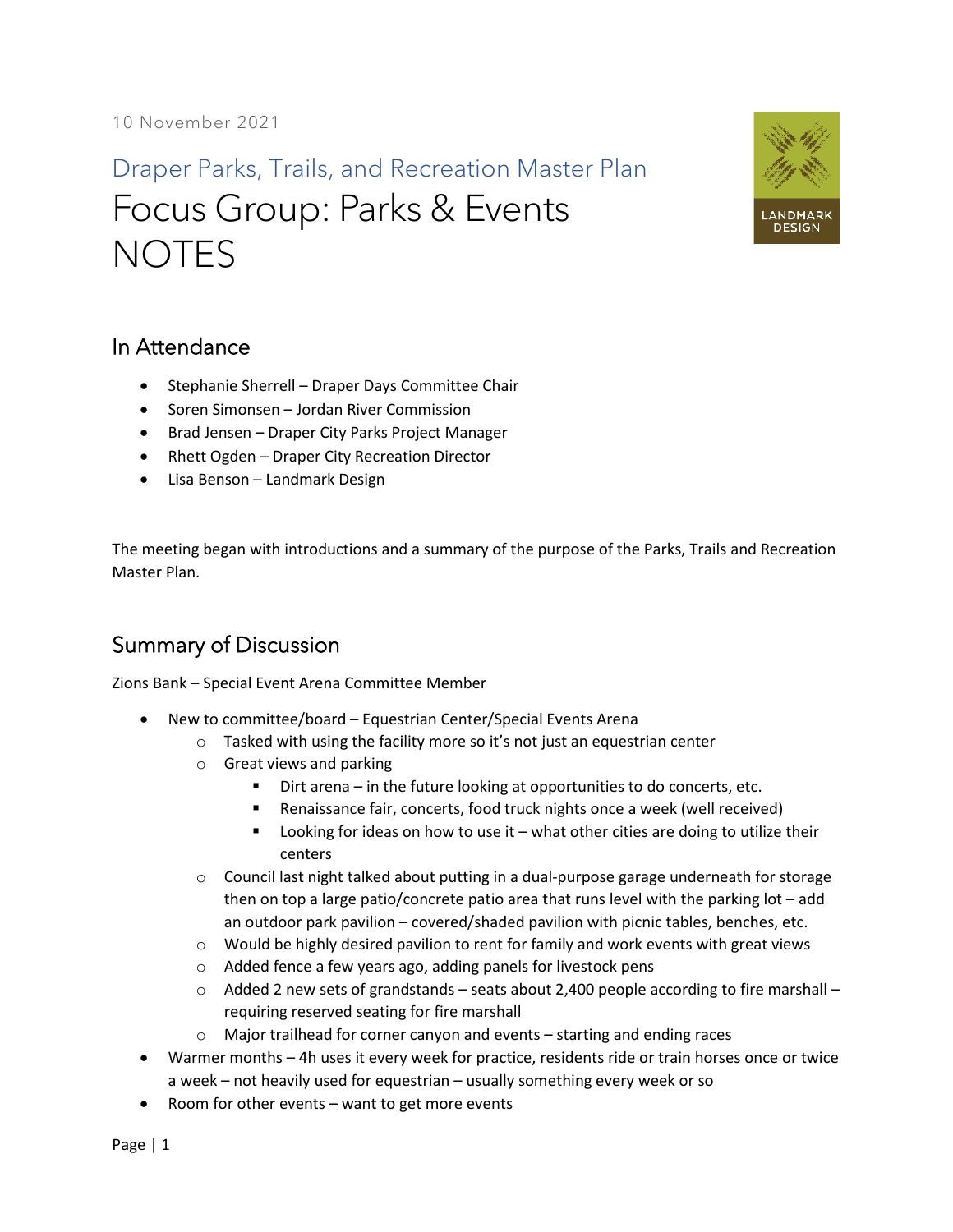10 November 2021

Draper Parks, Trails, and Recreation Master Plan

# Focus Group: Parks & Events NOTES

LANDMARK DESIGN

## In Attendance

- Stephanie Sherrell – Draper Days Committee Chair
- Soren Simonsen – Jordan River Commission
- Brad Jensen – Draper City Parks Project Manager
- Rhett Ogden – Draper City Recreation Director
- Lisa Benson – Landmark Design

The meeting began with introductions and a summary of the purpose of the Parks, Trails and Recreation Master Plan.

## Summary of Discussion

Zions Bank – Special Event Arena Committee Member

- New to committee/board – Equestrian Center/Special Events Arena
  - Tasked with using the facility more so it's not just an equestrian center
  - Great views and parking
    - Dirt arena – in the future looking at opportunities to do concerts, etc.
    - Renaissance fair, concerts, food truck nights once a week (well received)
    - Looking for ideas on how to use it – what other cities are doing to utilize their centers
  - Council last night talked about putting in a dual-purpose garage underneath for storage then on top a large patio/concrete patio area that runs level with the parking lot – add an outdoor park pavilion – covered/shaded pavilion with picnic tables, benches, etc.
  - Would be highly desired pavilion to rent for family and work events with great views
  - Added fence a few years ago, adding panels for livestock pens
  - Added 2 new sets of grandstands – seats about 2,400 people according to fire marshall – requiring reserved seating for fire marshall
  - Major trailhead for corner canyon and events – starting and ending races
- Warmer months – 4h uses it every week for practice, residents ride or train horses once or twice a week – not heavily used for equestrian – usually something every week or so
- Room for other events – want to get more events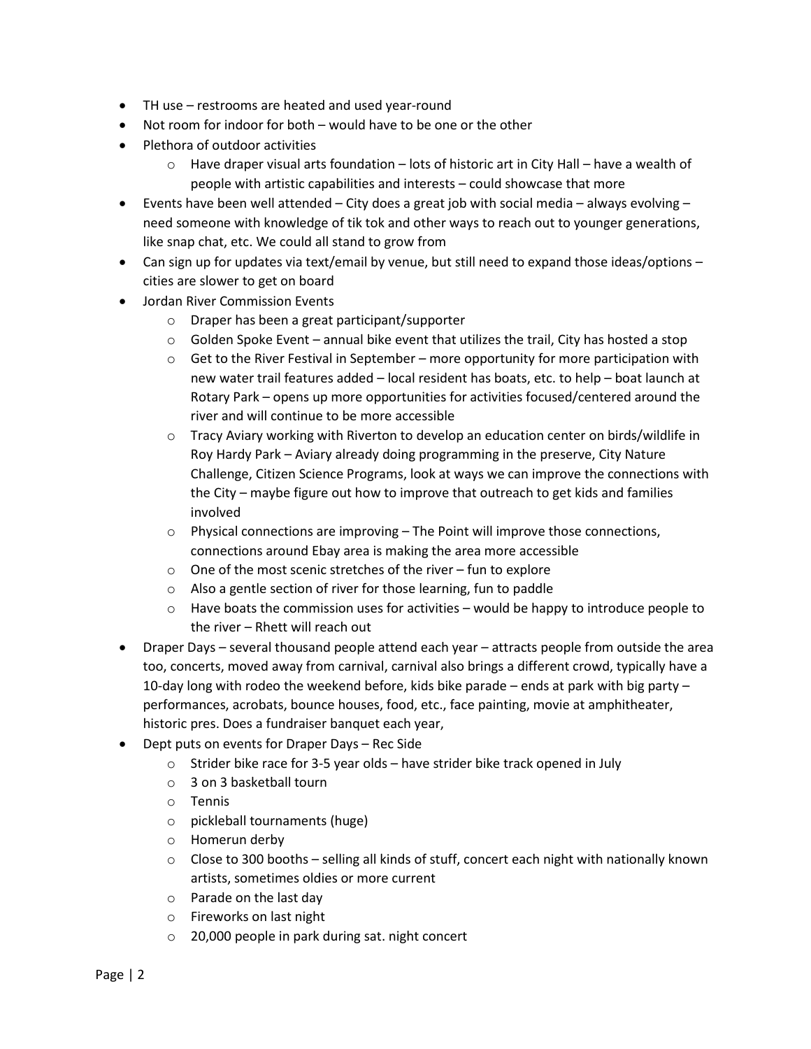- TH use – restrooms are heated and used year-round
- Not room for indoor for both – would have to be one or the other
- Plethora of outdoor activities
  - Have draper visual arts foundation – lots of historic art in City Hall – have a wealth of people with artistic capabilities and interests – could showcase that more
- Events have been well attended – City does a great job with social media – always evolving – need someone with knowledge of tik tok and other ways to reach out to younger generations, like snap chat, etc. We could all stand to grow from
- Can sign up for updates via text/email by venue, but still need to expand those ideas/options – cities are slower to get on board
- Jordan River Commission Events
  - Draper has been a great participant/supporter
  - Golden Spoke Event – annual bike event that utilizes the trail, City has hosted a stop
  - Get to the River Festival in September – more opportunity for more participation with new water trail features added – local resident has boats, etc. to help – boat launch at Rotary Park – opens up more opportunities for activities focused/centered around the river and will continue to be more accessible
  - Tracy Aviary working with Riverton to develop an education center on birds/wildlife in Roy Hardy Park – Aviary already doing programming in the preserve, City Nature Challenge, Citizen Science Programs, look at ways we can improve the connections with the City – maybe figure out how to improve that outreach to get kids and families involved
  - Physical connections are improving – The Point will improve those connections, connections around Ebay area is making the area more accessible
  - One of the most scenic stretches of the river – fun to explore
  - Also a gentle section of river for those learning, fun to paddle
  - Have boats the commission uses for activities – would be happy to introduce people to the river – Rhett will reach out
- Draper Days – several thousand people attend each year – attracts people from outside the area too, concerts, moved away from carnival, carnival also brings a different crowd, typically have a 10-day long with rodeo the weekend before, kids bike parade – ends at park with big party – performances, acrobats, bounce houses, food, etc., face painting, movie at amphitheater, historic pres. Does a fundraiser banquet each year,
- Dept puts on events for Draper Days – Rec Side
  - Strider bike race for 3-5 year olds – have strider bike track opened in July
  - 3 on 3 basketball tourn
  - Tennis
  - pickleball tournaments (huge)
  - Homerun derby
  - Close to 300 booths – selling all kinds of stuff, concert each night with nationally known artists, sometimes oldies or more current
  - Parade on the last day
  - Fireworks on last night
  - 20,000 people in park during sat. night concert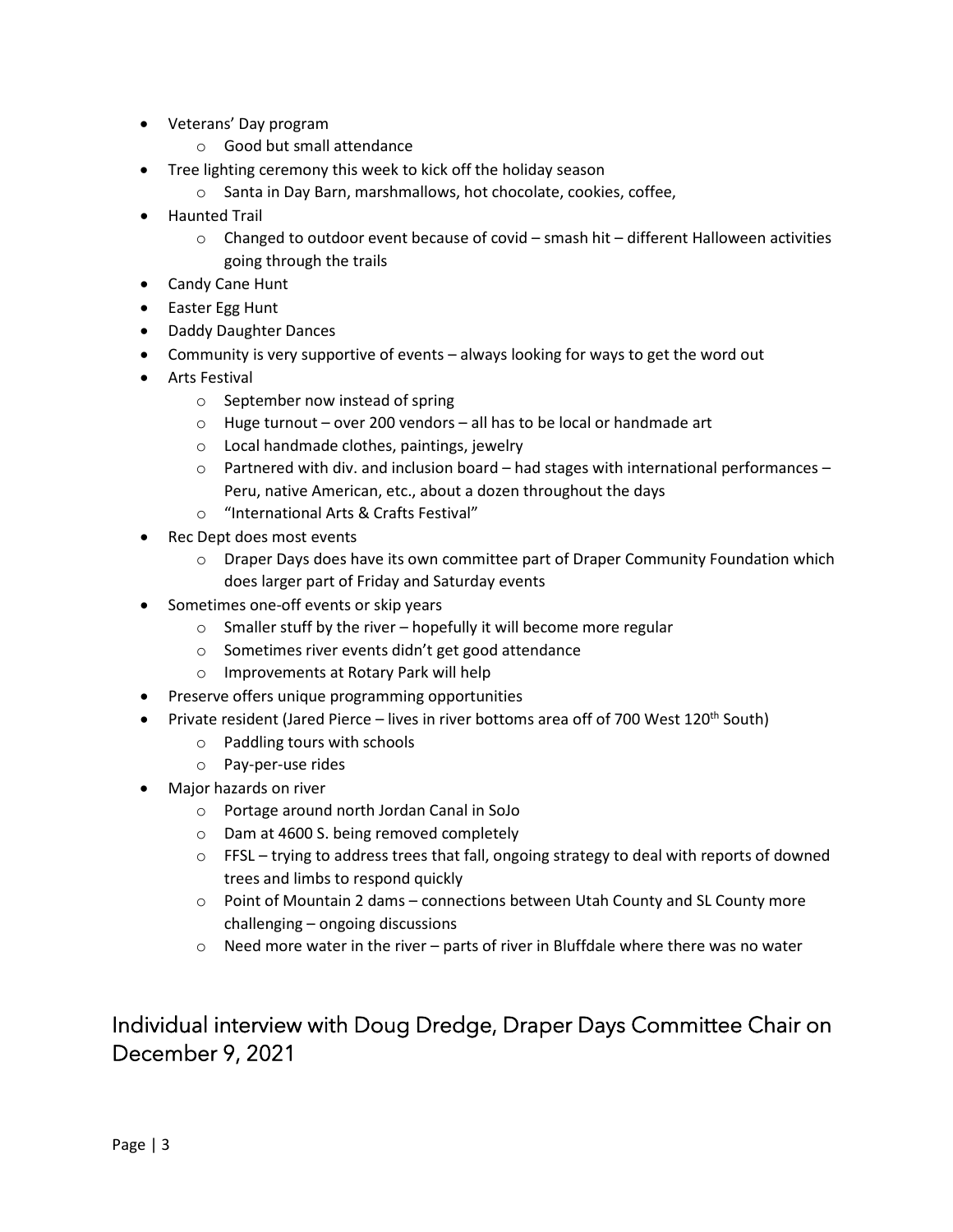- Veterans' Day program
  - Good but small attendance
- Tree lighting ceremony this week to kick off the holiday season
  - Santa in Day Barn, marshmallows, hot chocolate, cookies, coffee,
- Haunted Trail
  - Changed to outdoor event because of covid – smash hit – different Halloween activities going through the trails
- Candy Cane Hunt
- Easter Egg Hunt
- Daddy Daughter Dances
- Community is very supportive of events – always looking for ways to get the word out
- Arts Festival
  - September now instead of spring
  - Huge turnout – over 200 vendors – all has to be local or handmade art
  - Local handmade clothes, paintings, jewelry
  - Partnered with div. and inclusion board – had stages with international performances – Peru, native American, etc., about a dozen throughout the days
  - "International Arts & Crafts Festival"
- Rec Dept does most events
  - Draper Days does have its own committee part of Draper Community Foundation which does larger part of Friday and Saturday events
- Sometimes one-off events or skip years
  - Smaller stuff by the river – hopefully it will become more regular
  - Sometimes river events didn't get good attendance
  - Improvements at Rotary Park will help
- Preserve offers unique programming opportunities
- Private resident (Jared Pierce – lives in river bottoms area off of 700 West 120th South)
  - Paddling tours with schools
  - Pay-per-use rides
- Major hazards on river
  - Portage around north Jordan Canal in SoJo
  - Dam at 4600 S. being removed completely
  - FFSL – trying to address trees that fall, ongoing strategy to deal with reports of downed trees and limbs to respond quickly
  - Point of Mountain 2 dams – connections between Utah County and SL County more challenging – ongoing discussions
  - Need more water in the river – parts of river in Bluffdale where there was no water

## Individual interview with Doug Dredge, Draper Days Committee Chair on December 9, 2021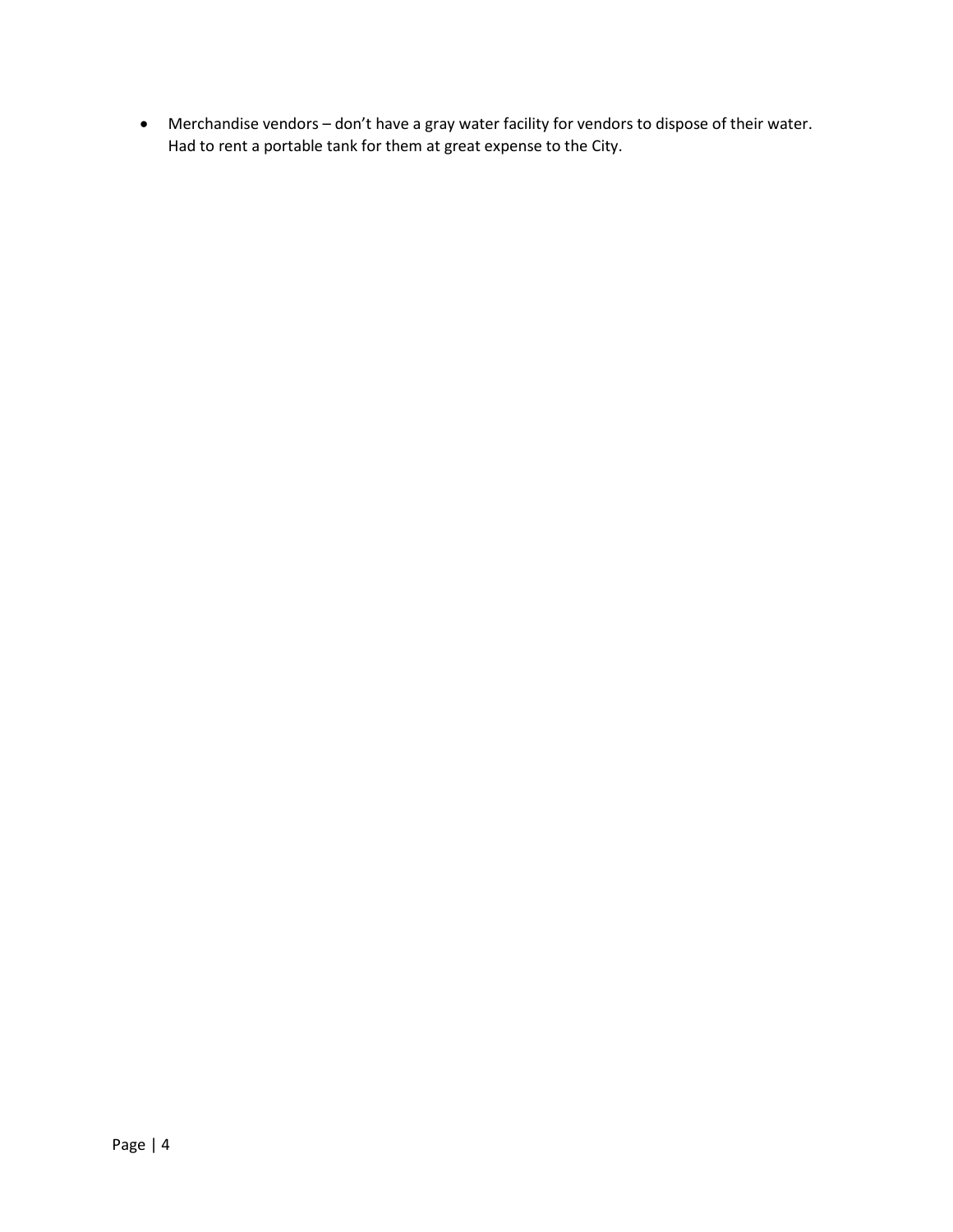- Merchandise vendors – don't have a gray water facility for vendors to dispose of their water. Had to rent a portable tank for them at great expense to the City.